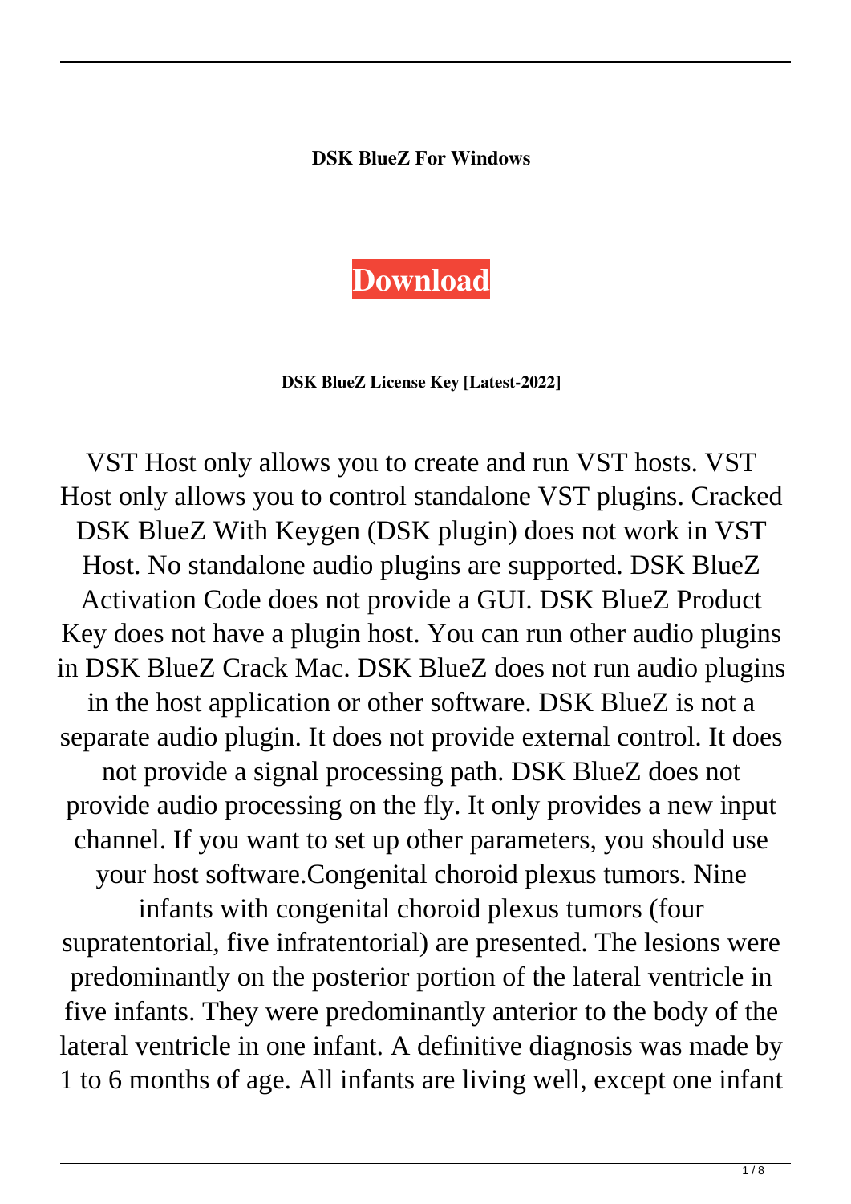**DSK BlueZ For Windows**

**Download**

**DSK BlueZ License Key [Latest-2022]**

VST Host only allows you to create and run VST hosts. VST Host only allows you to control standalone VST plugins. Cracked DSK BlueZ With Keygen (DSK plugin) does not work in VST Host. No standalone audio plugins are supported. DSK BlueZ Activation Code does not provide a GUI. DSK BlueZ Product Key does not have a plugin host. You can run other audio plugins in DSK BlueZ Crack Mac. DSK BlueZ does not run audio plugins in the host application or other software. DSK BlueZ is not a separate audio plugin. It does not provide external control. It does not provide a signal processing path. DSK BlueZ does not provide audio processing on the fly. It only provides a new input channel. If you want to set up other parameters, you should use your host software.Congenital choroid plexus tumors. Nine infants with congenital choroid plexus tumors (four supratentorial, five infratentorial) are presented. The lesions were predominantly on the posterior portion of the lateral ventricle in five infants. They were predominantly anterior to the body of the lateral ventricle in one infant. A definitive diagnosis was made by 1 to 6 months of age. All infants are living well, except one infant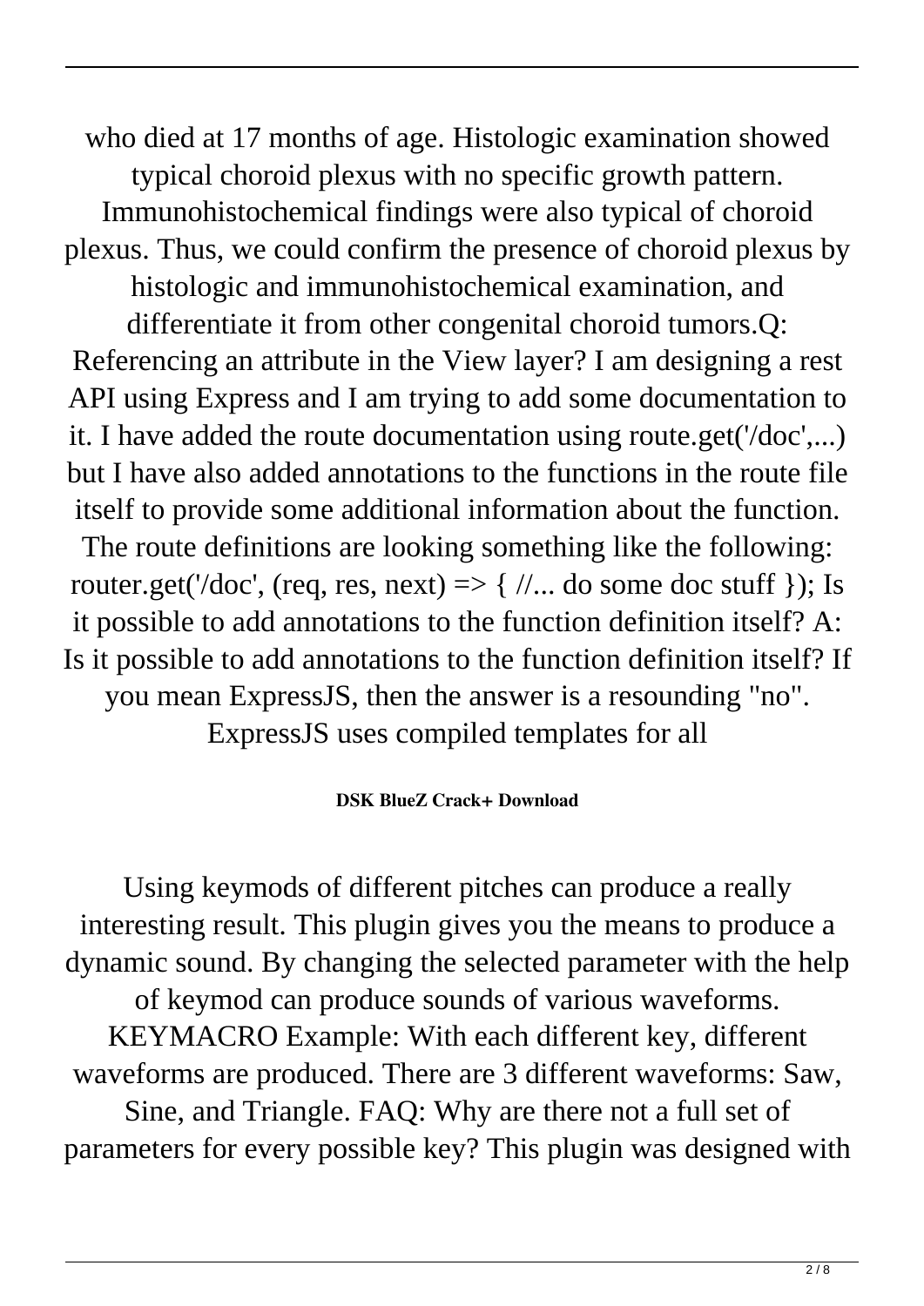who died at 17 months of age. Histologic examination showed typical choroid plexus with no specific growth pattern. Immunohistochemical findings were also typical of choroid plexus. Thus, we could confirm the presence of choroid plexus by histologic and immunohistochemical examination, and differentiate it from other congenital choroid tumors.Q: Referencing an attribute in the View layer? I am designing a rest API using Express and I am trying to add some documentation to it. I have added the route documentation using route.get('/doc',...) but I have also added annotations to the functions in the route file itself to provide some additional information about the function. The route definitions are looking something like the following: router.get('/doc', (req, res, next) => { //... do some doc stuff }); Is it possible to add annotations to the function definition itself? A: Is it possible to add annotations to the function definition itself? If you mean ExpressJS, then the answer is a resounding "no". ExpressJS uses compiled templates for all

**DSK BlueZ Crack+ Download**

Using keymods of different pitches can produce a really interesting result. This plugin gives you the means to produce a dynamic sound. By changing the selected parameter with the help of keymod can produce sounds of various waveforms. KEYMACRO Example: With each different key, different waveforms are produced. There are 3 different waveforms: Saw, Sine, and Triangle. FAQ: Why are there not a full set of parameters for every possible key? This plugin was designed with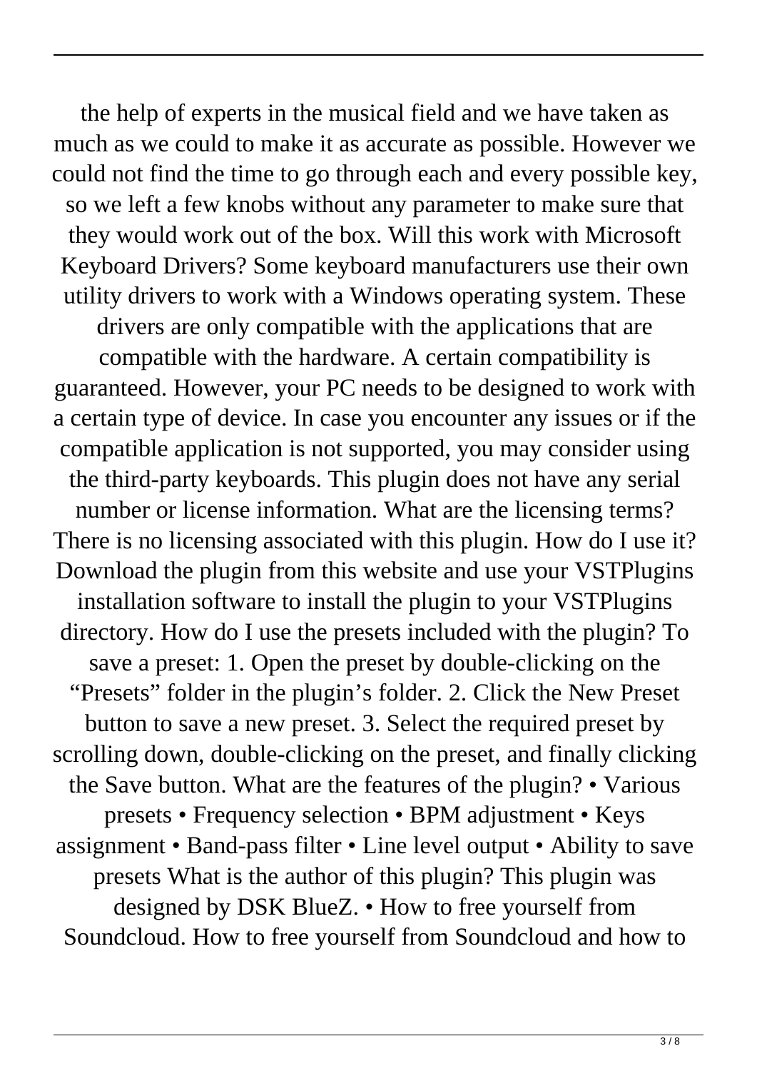the help of experts in the musical field and we have taken as much as we could to make it as accurate as possible. However we could not find the time to go through each and every possible key, so we left a few knobs without any parameter to make sure that they would work out of the box. Will this work with Microsoft Keyboard Drivers? Some keyboard manufacturers use their own utility drivers to work with a Windows operating system. These drivers are only compatible with the applications that are compatible with the hardware. A certain compatibility is guaranteed. However, your PC needs to be designed to work with a certain type of device. In case you encounter any issues or if the compatible application is not supported, you may consider using the third-party keyboards. This plugin does not have any serial number or license information. What are the licensing terms? There is no licensing associated with this plugin. How do I use it? Download the plugin from this website and use your VSTPlugins installation software to install the plugin to your VSTPlugins directory. How do I use the presets included with the plugin? To save a preset: 1. Open the preset by double-clicking on the "Presets" folder in the plugin's folder. 2. Click the New Preset button to save a new preset. 3. Select the required preset by scrolling down, double-clicking on the preset, and finally clicking the Save button. What are the features of the plugin? • Various presets • Frequency selection • BPM adjustment • Keys assignment • Band-pass filter • Line level output • Ability to save presets What is the author of this plugin? This plugin was designed by DSK BlueZ. • How to free yourself from Soundcloud. How to free yourself from Soundcloud and how to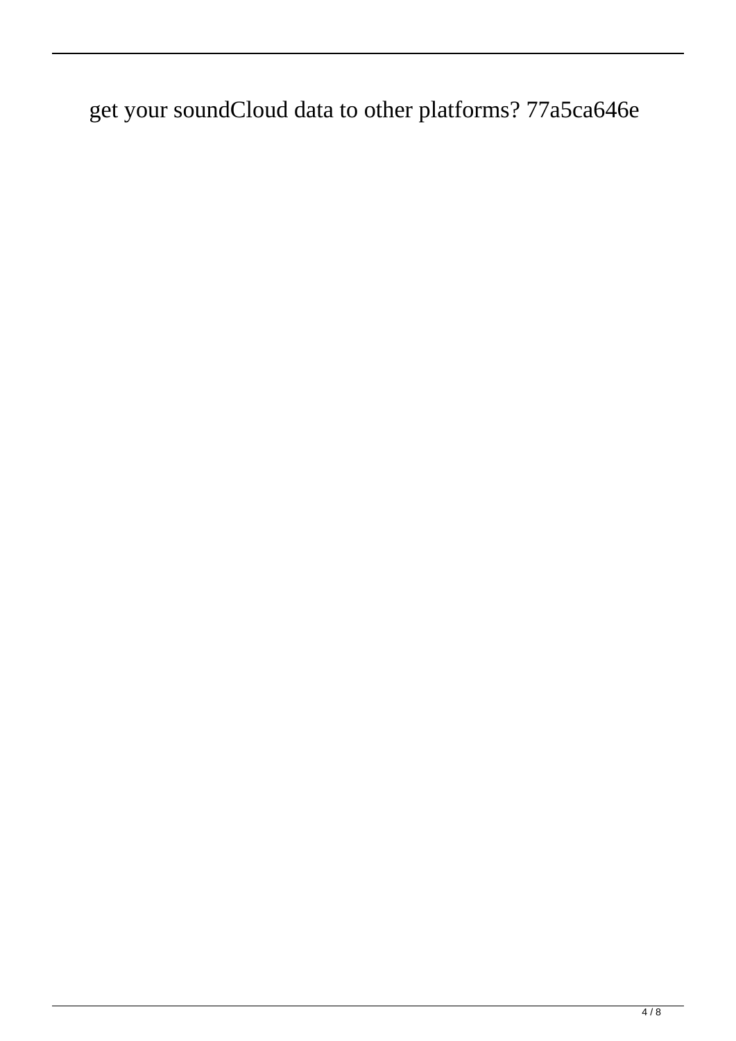get your soundCloud data to other platforms? 77a5ca646e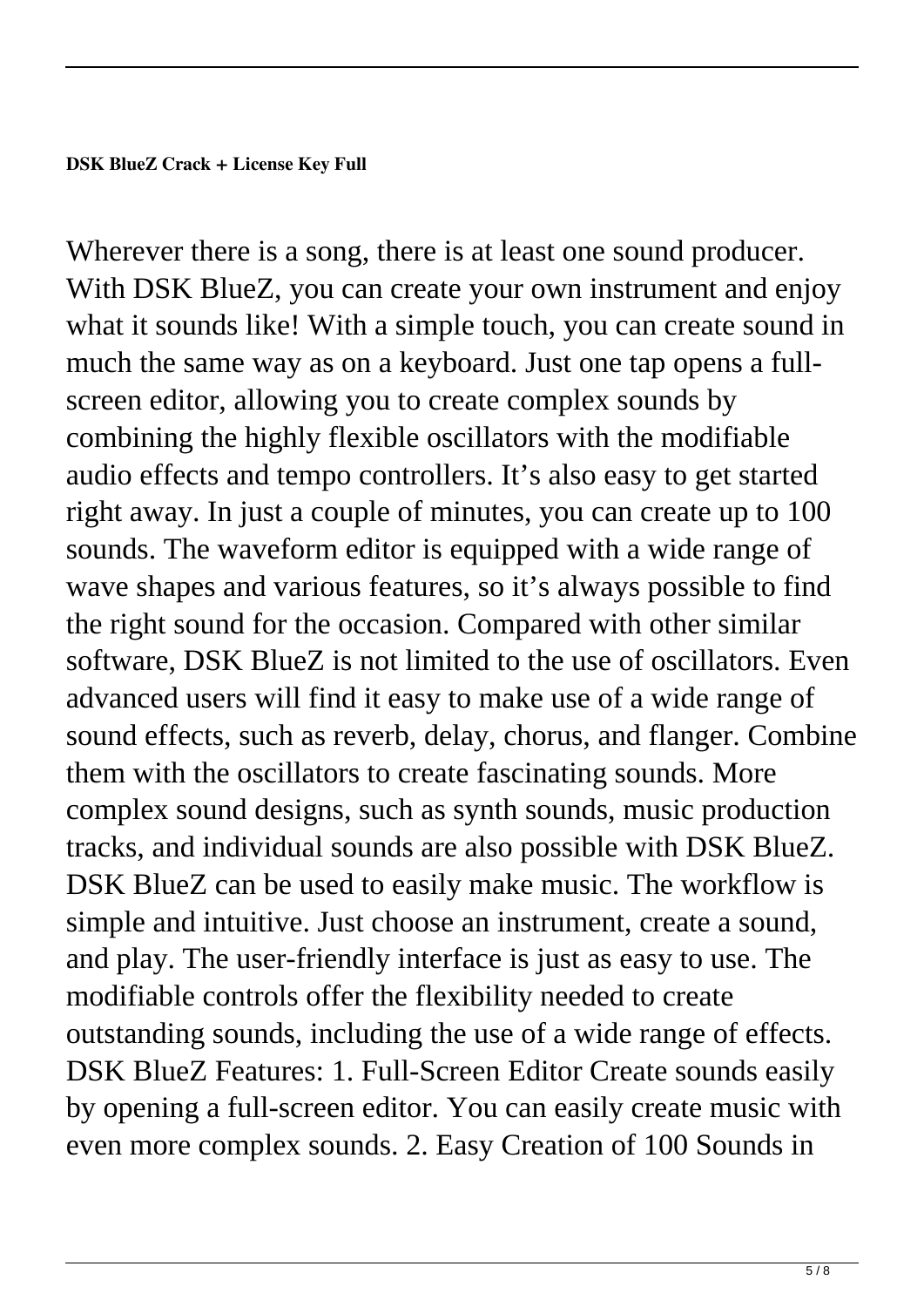**DSK BlueZ Crack + License Key Full**

Wherever there is a song, there is at least one sound producer. With DSK BlueZ, you can create your own instrument and enjoy what it sounds like! With a simple touch, you can create sound in much the same way as on a keyboard. Just one tap opens a full-screen editor, allowing you to create complex sounds by combining the highly flexible oscillators with the modifiable audio effects and tempo controllers. It's also easy to get started right away. In just a couple of minutes, you can create up to 100 sounds. The waveform editor is equipped with a wide range of wave shapes and various features, so it's always possible to find the right sound for the occasion. Compared with other similar software, DSK BlueZ is not limited to the use of oscillators. Even advanced users will find it easy to make use of a wide range of sound effects, such as reverb, delay, chorus, and flanger. Combine them with the oscillators to create fascinating sounds. More complex sound designs, such as synth sounds, music production tracks, and individual sounds are also possible with DSK BlueZ. DSK BlueZ can be used to easily make music. The workflow is simple and intuitive. Just choose an instrument, create a sound, and play. The user-friendly interface is just as easy to use. The modifiable controls offer the flexibility needed to create outstanding sounds, including the use of a wide range of effects. DSK BlueZ Features: 1. Full-Screen Editor Create sounds easily by opening a full-screen editor. You can easily create music with even more complex sounds. 2. Easy Creation of 100 Sounds in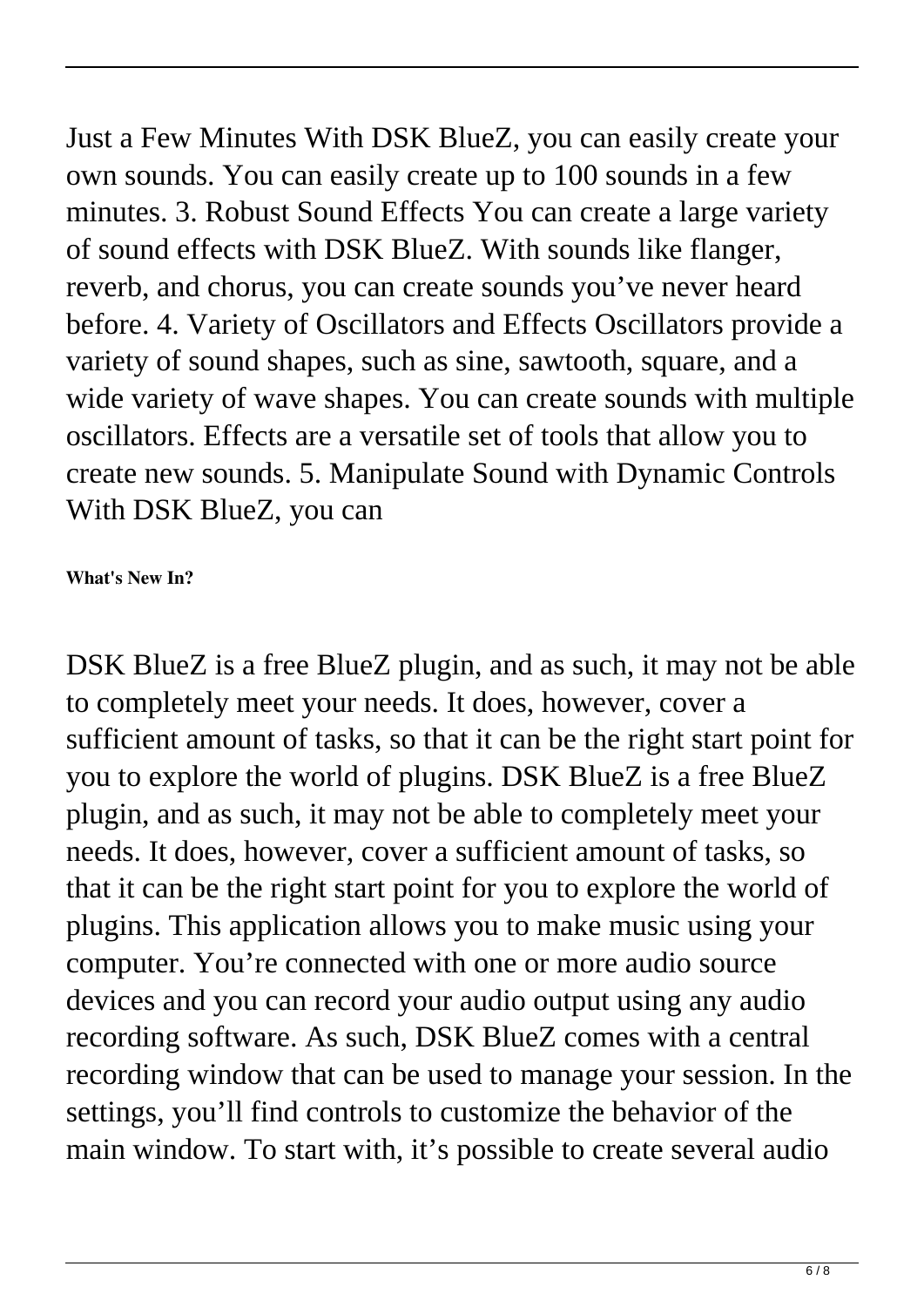Just a Few Minutes With DSK BlueZ, you can easily create your own sounds. You can easily create up to 100 sounds in a few minutes. 3. Robust Sound Effects You can create a large variety of sound effects with DSK BlueZ. With sounds like flanger, reverb, and chorus, you can create sounds you've never heard before. 4. Variety of Oscillators and Effects Oscillators provide a variety of sound shapes, such as sine, sawtooth, square, and a wide variety of wave shapes. You can create sounds with multiple oscillators. Effects are a versatile set of tools that allow you to create new sounds. 5. Manipulate Sound with Dynamic Controls With DSK BlueZ, you can

**What's New In?**

DSK BlueZ is a free BlueZ plugin, and as such, it may not be able to completely meet your needs. It does, however, cover a sufficient amount of tasks, so that it can be the right start point for you to explore the world of plugins. DSK BlueZ is a free BlueZ plugin, and as such, it may not be able to completely meet your needs. It does, however, cover a sufficient amount of tasks, so that it can be the right start point for you to explore the world of plugins. This application allows you to make music using your computer. You're connected with one or more audio source devices and you can record your audio output using any audio recording software. As such, DSK BlueZ comes with a central recording window that can be used to manage your session. In the settings, you'll find controls to customize the behavior of the main window. To start with, it's possible to create several audio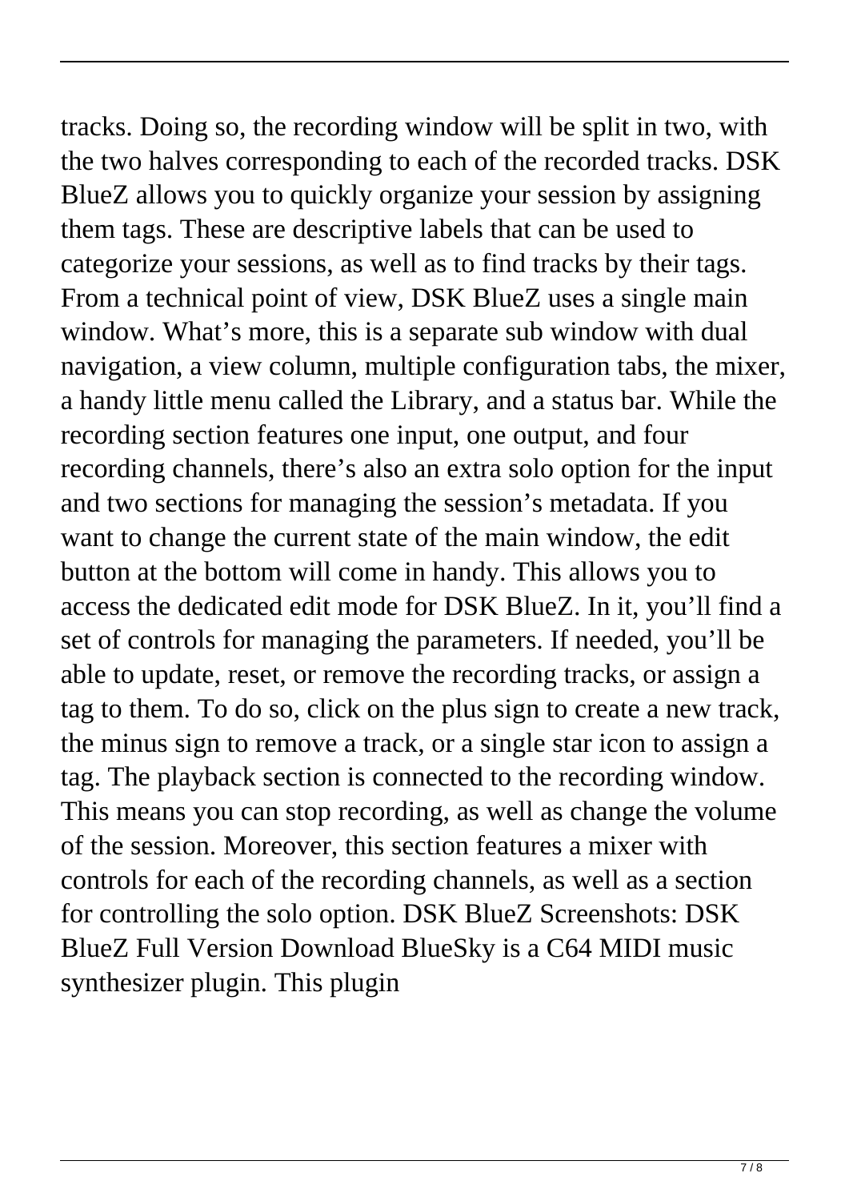tracks. Doing so, the recording window will be split in two, with the two halves corresponding to each of the recorded tracks. DSK BlueZ allows you to quickly organize your session by assigning them tags. These are descriptive labels that can be used to categorize your sessions, as well as to find tracks by their tags. From a technical point of view, DSK BlueZ uses a single main window. What's more, this is a separate sub window with dual navigation, a view column, multiple configuration tabs, the mixer, a handy little menu called the Library, and a status bar. While the recording section features one input, one output, and four recording channels, there's also an extra solo option for the input and two sections for managing the session's metadata. If you want to change the current state of the main window, the edit button at the bottom will come in handy. This allows you to access the dedicated edit mode for DSK BlueZ. In it, you'll find a set of controls for managing the parameters. If needed, you'll be able to update, reset, or remove the recording tracks, or assign a tag to them. To do so, click on the plus sign to create a new track, the minus sign to remove a track, or a single star icon to assign a tag. The playback section is connected to the recording window. This means you can stop recording, as well as change the volume of the session. Moreover, this section features a mixer with controls for each of the recording channels, as well as a section for controlling the solo option. DSK BlueZ Screenshots: DSK BlueZ Full Version Download BlueSky is a C64 MIDI music synthesizer plugin. This plugin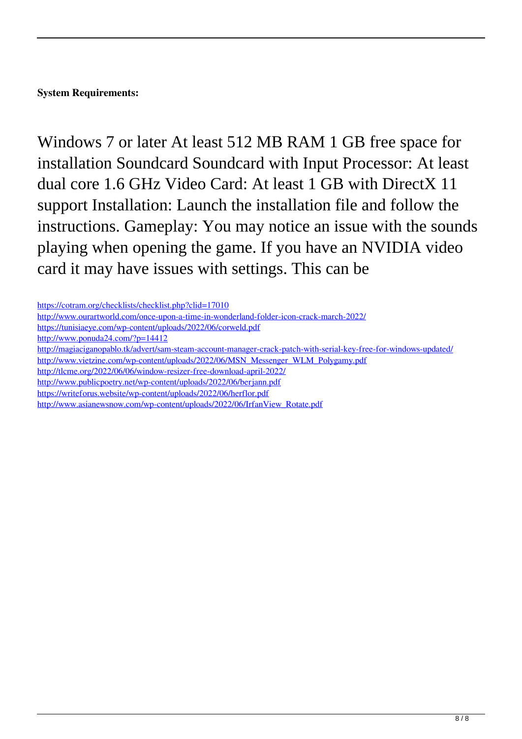**System Requirements:**

Windows 7 or later At least 512 MB RAM 1 GB free space for installation Soundcard Soundcard with Input Processor: At least dual core 1.6 GHz Video Card: At least 1 GB with DirectX 11 support Installation: Launch the installation file and follow the instructions. Gameplay: You may notice an issue with the sounds playing when opening the game. If you have an NVIDIA video card it may have issues with settings. This can be

https://cotram.org/checklists/checklist.php?clid=17010
http://www.ourartworld.com/once-upon-a-time-in-wonderland-folder-icon-crack-march-2022/
https://tunisiaeye.com/wp-content/uploads/2022/06/corweld.pdf
http://www.ponuda24.com/?p=14412
http://magiaciganopablo.tk/advert/sam-steam-account-manager-crack-patch-with-serial-key-free-for-windows-updated/
http://www.vietzine.com/wp-content/uploads/2022/06/MSN_Messenger_WLM_Polygamy.pdf
http://tlcme.org/2022/06/06/window-resizer-free-download-april-2022/
http://www.publicpoetry.net/wp-content/uploads/2022/06/berjann.pdf
https://writeforus.website/wp-content/uploads/2022/06/herflor.pdf
http://www.asianewsnow.com/wp-content/uploads/2022/06/IrfanView_Rotate.pdf